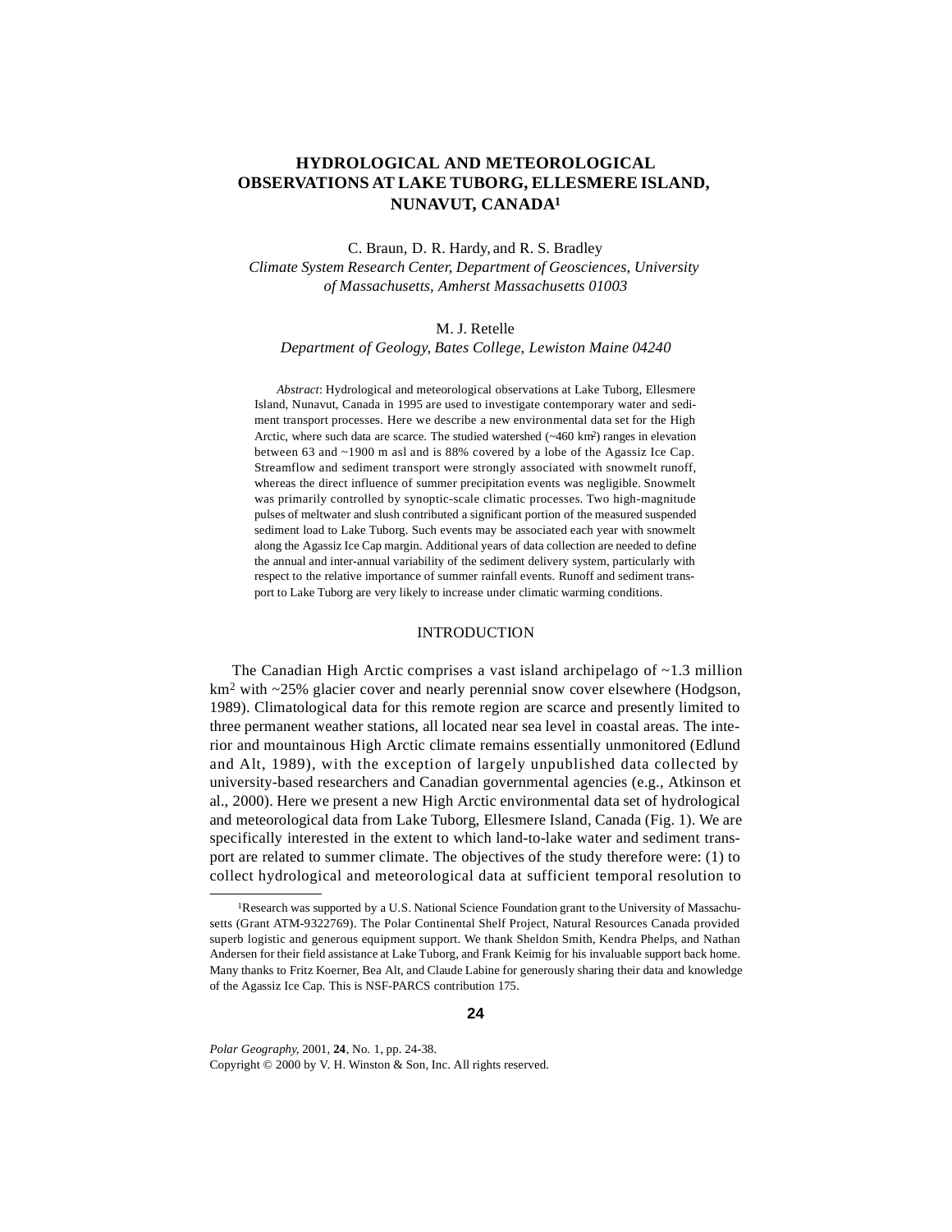# HYDROLOGICAL AND METEOROLOGICAL OBSERVATIONS AT LAKE TUBORG, ELLESMERE ISLAND, NUNAVUT, CANADA[1]

C. Braun, D. R. Hardy, and R. S. Bradley
*Climate System Research Center, Department of Geosciences, University of Massachusetts, Amherst Massachusetts 01003*

M. J. Retelle
*Department of Geology, Bates College, Lewiston Maine 04240*

*Abstract*: Hydrological and meteorological observations at Lake Tuborg, Ellesmere Island, Nunavut, Canada in 1995 are used to investigate contemporary water and sediment transport processes. Here we describe a new environmental data set for the High Arctic, where such data are scarce. The studied watershed (~460 km$^2$) ranges in elevation between 63 and ~1900 m asl and is 88% covered by a lobe of the Agassiz Ice Cap. Streamflow and sediment transport were strongly associated with snowmelt runoff, whereas the direct influence of summer precipitation events was negligible. Snowmelt was primarily controlled by synoptic-scale climatic processes. Two high-magnitude pulses of meltwater and slush contributed a significant portion of the measured suspended sediment load to Lake Tuborg. Such events may be associated each year with snowmelt along the Agassiz Ice Cap margin. Additional years of data collection are needed to define the annual and inter-annual variability of the sediment delivery system, particularly with respect to the relative importance of summer rainfall events. Runoff and sediment transport to Lake Tuborg are very likely to increase under climatic warming conditions.

## INTRODUCTION

The Canadian High Arctic comprises a vast island archipelago of ~1.3 million km$^2$ with ~25% glacier cover and nearly perennial snow cover elsewhere (Hodgson, 1989). Climatological data for this remote region are scarce and presently limited to three permanent weather stations, all located near sea level in coastal areas. The interior and mountainous High Arctic climate remains essentially unmonitored (Edlund and Alt, 1989), with the exception of largely unpublished data collected by university-based researchers and Canadian governmental agencies (e.g., Atkinson et al., 2000). Here we present a new High Arctic environmental data set of hydrological and meteorological data from Lake Tuborg, Ellesmere Island, Canada (Fig. 1). We are specifically interested in the extent to which land-to-lake water and sediment transport are related to summer climate. The objectives of the study therefore were: (1) to collect hydrological and meteorological data at sufficient temporal resolution to

---

[1]Research was supported by a U.S. National Science Foundation grant to the University of Massachusetts (Grant ATM-9322769). The Polar Continental Shelf Project, Natural Resources Canada provided superb logistic and generous equipment support. We thank Sheldon Smith, Kendra Phelps, and Nathan Andersen for their field assistance at Lake Tuborg, and Frank Keimig for his invaluable support back home. Many thanks to Fritz Koerner, Bea Alt, and Claude Labine for generously sharing their data and knowledge of the Agassiz Ice Cap. This is NSF-PARCS contribution 175.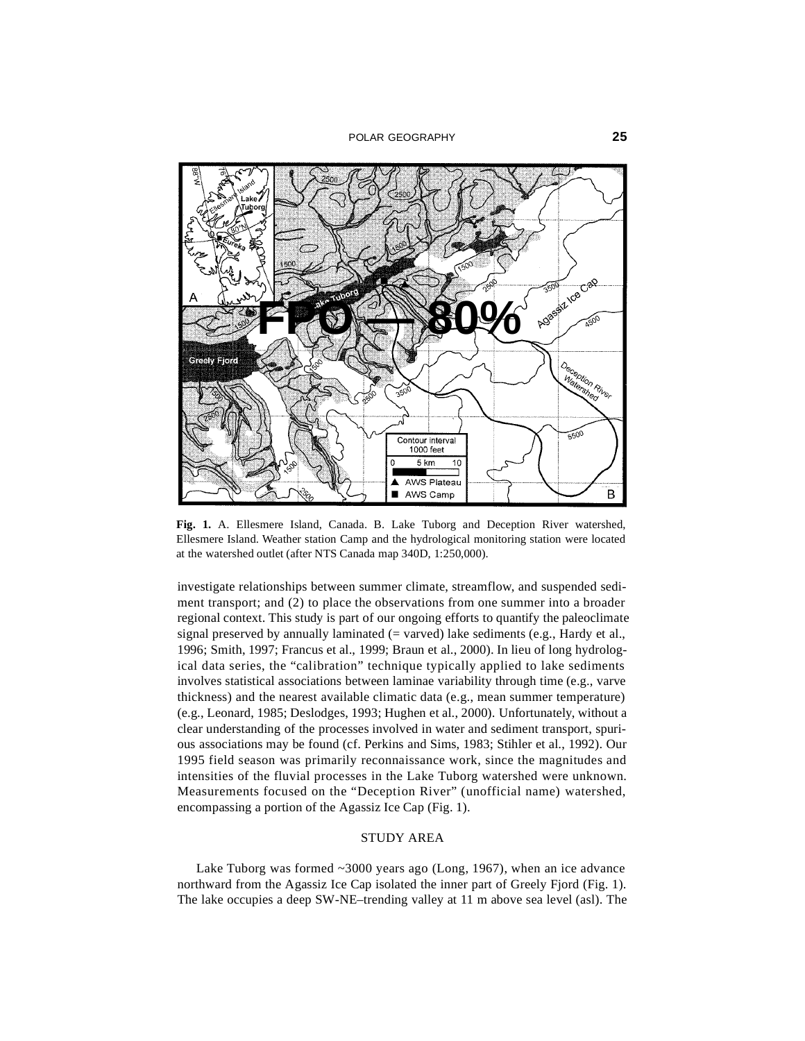**Fig. 1.** A. Ellesmere Island, Canada. B. Lake Tuborg and Deception River watershed, Ellesmere Island. Weather station Camp and the hydrological monitoring station were located at the watershed outlet (after NTS Canada map 340D, 1:250,000).

investigate relationships between summer climate, streamflow, and suspended sediment transport; and (2) to place the observations from one summer into a broader regional context. This study is part of our ongoing efforts to quantify the paleoclimate signal preserved by annually laminated (= varved) lake sediments (e.g., Hardy et al., 1996; Smith, 1997; Francus et al., 1999; Braun et al., 2000). In lieu of long hydrological data series, the "calibration" technique typically applied to lake sediments involves statistical associations between laminae variability through time (e.g., varve thickness) and the nearest available climatic data (e.g., mean summer temperature) (e.g., Leonard, 1985; Deslodges, 1993; Hughen et al., 2000). Unfortunately, without a clear understanding of the processes involved in water and sediment transport, spurious associations may be found (cf. Perkins and Sims, 1983; Stihler et al., 1992). Our 1995 field season was primarily reconnaissance work, since the magnitudes and intensities of the fluvial processes in the Lake Tuborg watershed were unknown. Measurements focused on the "Deception River" (unofficial name) watershed, encompassing a portion of the Agassiz Ice Cap (Fig. 1).

## STUDY AREA

Lake Tuborg was formed ~3000 years ago (Long, 1967), when an ice advance northward from the Agassiz Ice Cap isolated the inner part of Greely Fjord (Fig. 1). The lake occupies a deep SW-NE–trending valley at 11 m above sea level (asl). The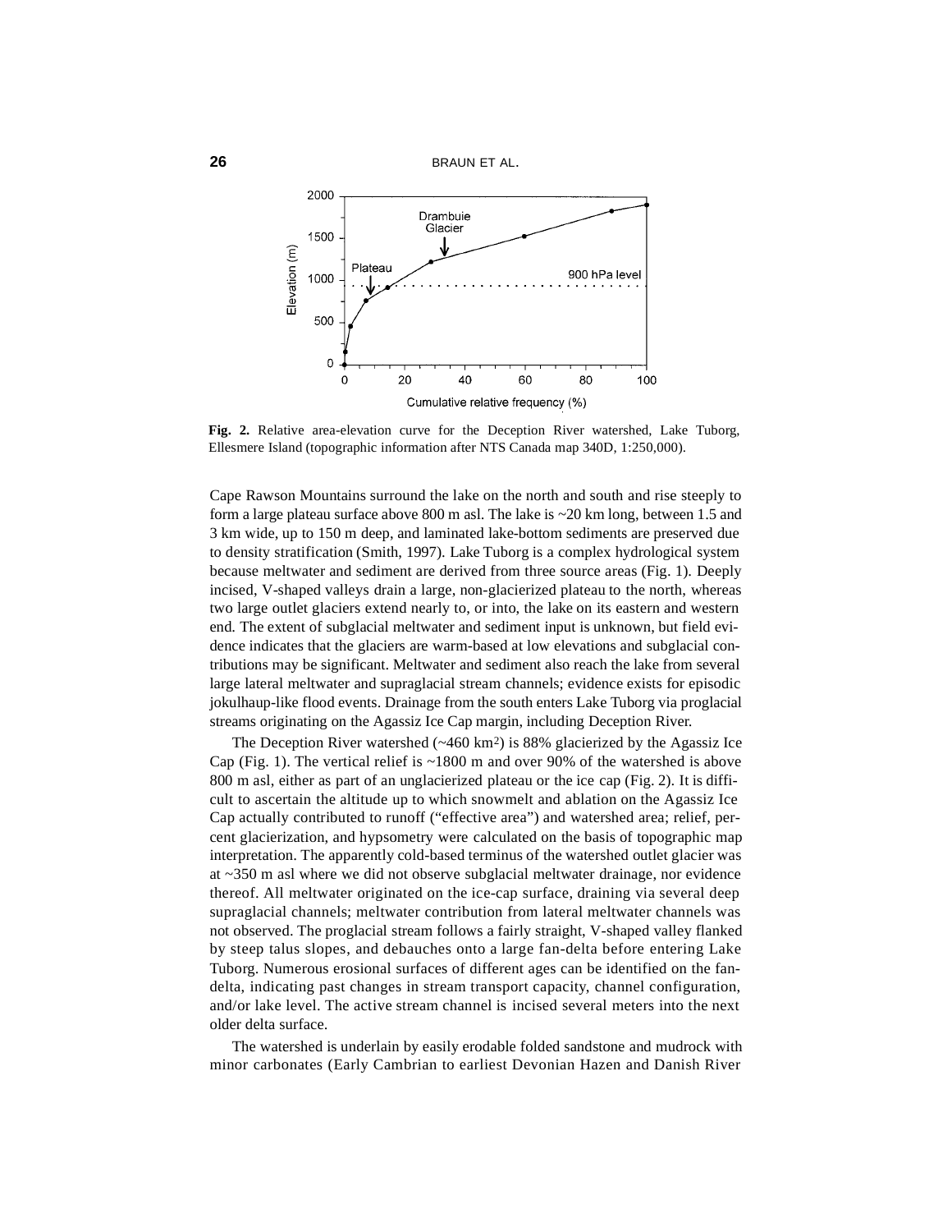**Fig. 2.** Relative area-elevation curve for the Deception River watershed, Lake Tuborg, Ellesmere Island (topographic information after NTS Canada map 340D, 1:250,000).

Cape Rawson Mountains surround the lake on the north and south and rise steeply to form a large plateau surface above 800 m asl. The lake is ~20 km long, between 1.5 and 3 km wide, up to 150 m deep, and laminated lake-bottom sediments are preserved due to density stratification (Smith, 1997). Lake Tuborg is a complex hydrological system because meltwater and sediment are derived from three source areas (Fig. 1). Deeply incised, V-shaped valleys drain a large, non-glacierized plateau to the north, whereas two large outlet glaciers extend nearly to, or into, the lake on its eastern and western end. The extent of subglacial meltwater and sediment input is unknown, but field evidence indicates that the glaciers are warm-based at low elevations and subglacial contributions may be significant. Meltwater and sediment also reach the lake from several large lateral meltwater and supraglacial stream channels; evidence exists for episodic jokulhaup-like flood events. Drainage from the south enters Lake Tuborg via proglacial streams originating on the Agassiz Ice Cap margin, including Deception River.

The Deception River watershed (~460 km$^2$) is 88% glacierized by the Agassiz Ice Cap (Fig. 1). The vertical relief is ~1800 m and over 90% of the watershed is above 800 m asl, either as part of an unglacierized plateau or the ice cap (Fig. 2). It is difficult to ascertain the altitude up to which snowmelt and ablation on the Agassiz Ice Cap actually contributed to runoff ("effective area") and watershed area; relief, percent glacierization, and hypsometry were calculated on the basis of topographic map interpretation. The apparently cold-based terminus of the watershed outlet glacier was at ~350 m asl where we did not observe subglacial meltwater drainage, nor evidence thereof. All meltwater originated on the ice-cap surface, draining via several deep supraglacial channels; meltwater contribution from lateral meltwater channels was not observed. The proglacial stream follows a fairly straight, V-shaped valley flanked by steep talus slopes, and debauches onto a large fan-delta before entering Lake Tuborg. Numerous erosional surfaces of different ages can be identified on the fan-delta, indicating past changes in stream transport capacity, channel configuration, and/or lake level. The active stream channel is incised several meters into the next older delta surface.

The watershed is underlain by easily erodable folded sandstone and mudrock with minor carbonates (Early Cambrian to earliest Devonian Hazen and Danish River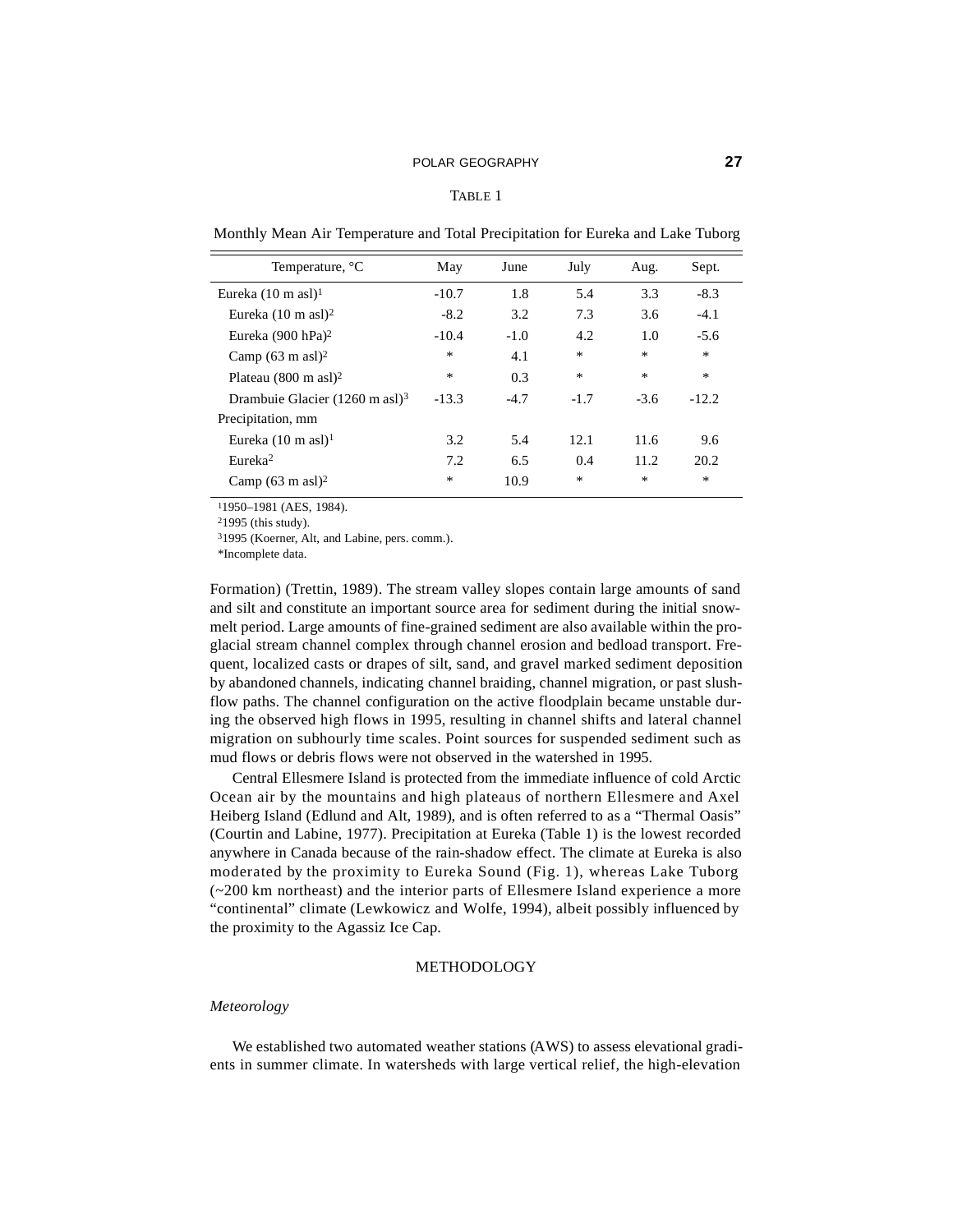TABLE 1

Monthly Mean Air Temperature and Total Precipitation for Eureka and Lake Tuborg

| Temperature, °C | May | June | July | Aug. | Sept. |
|---|---|---|---|---|---|
| Eureka (10 m asl)[1] | -10.7 | 1.8 | 5.4 | 3.3 | -8.3 |
| Eureka (10 m asl)[2] | -8.2 | 3.2 | 7.3 | 3.6 | -4.1 |
| Eureka (900 hPa)[2] | -10.4 | -1.0 | 4.2 | 1.0 | -5.6 |
| Camp (63 m asl)[2] | * | 4.1 | * | * | * |
| Plateau (800 m asl)[2] | * | 0.3 | * | * | * |
| Drambuie Glacier (1260 m asl)[3] | -13.3 | -4.7 | -1.7 | -3.6 | -12.2 |
| Precipitation, mm | | | | | |
| Eureka (10 m asl)[1] | 3.2 | 5.4 | 12.1 | 11.6 | 9.6 |
| Eureka[2] | 7.2 | 6.5 | 0.4 | 11.2 | 20.2 |
| Camp (63 m asl)[2] | * | 10.9 | * | * | * |

[1]1950–1981 (AES, 1984).
[2]1995 (this study).
[3]1995 (Koerner, Alt, and Labine, pers. comm.).
*Incomplete data.

Formation) (Trettin, 1989). The stream valley slopes contain large amounts of sand and silt and constitute an important source area for sediment during the initial snowmelt period. Large amounts of fine-grained sediment are also available within the proglacial stream channel complex through channel erosion and bedload transport. Frequent, localized casts or drapes of silt, sand, and gravel marked sediment deposition by abandoned channels, indicating channel braiding, channel migration, or past slushflow paths. The channel configuration on the active floodplain became unstable during the observed high flows in 1995, resulting in channel shifts and lateral channel migration on subhourly time scales. Point sources for suspended sediment such as mud flows or debris flows were not observed in the watershed in 1995.

Central Ellesmere Island is protected from the immediate influence of cold Arctic Ocean air by the mountains and high plateaus of northern Ellesmere and Axel Heiberg Island (Edlund and Alt, 1989), and is often referred to as a "Thermal Oasis" (Courtin and Labine, 1977). Precipitation at Eureka (Table 1) is the lowest recorded anywhere in Canada because of the rain-shadow effect. The climate at Eureka is also moderated by the proximity to Eureka Sound (Fig. 1), whereas Lake Tuborg (~200 km northeast) and the interior parts of Ellesmere Island experience a more "continental" climate (Lewkowicz and Wolfe, 1994), albeit possibly influenced by the proximity to the Agassiz Ice Cap.

## METHODOLOGY

### *Meteorology*

We established two automated weather stations (AWS) to assess elevational gradients in summer climate. In watersheds with large vertical relief, the high-elevation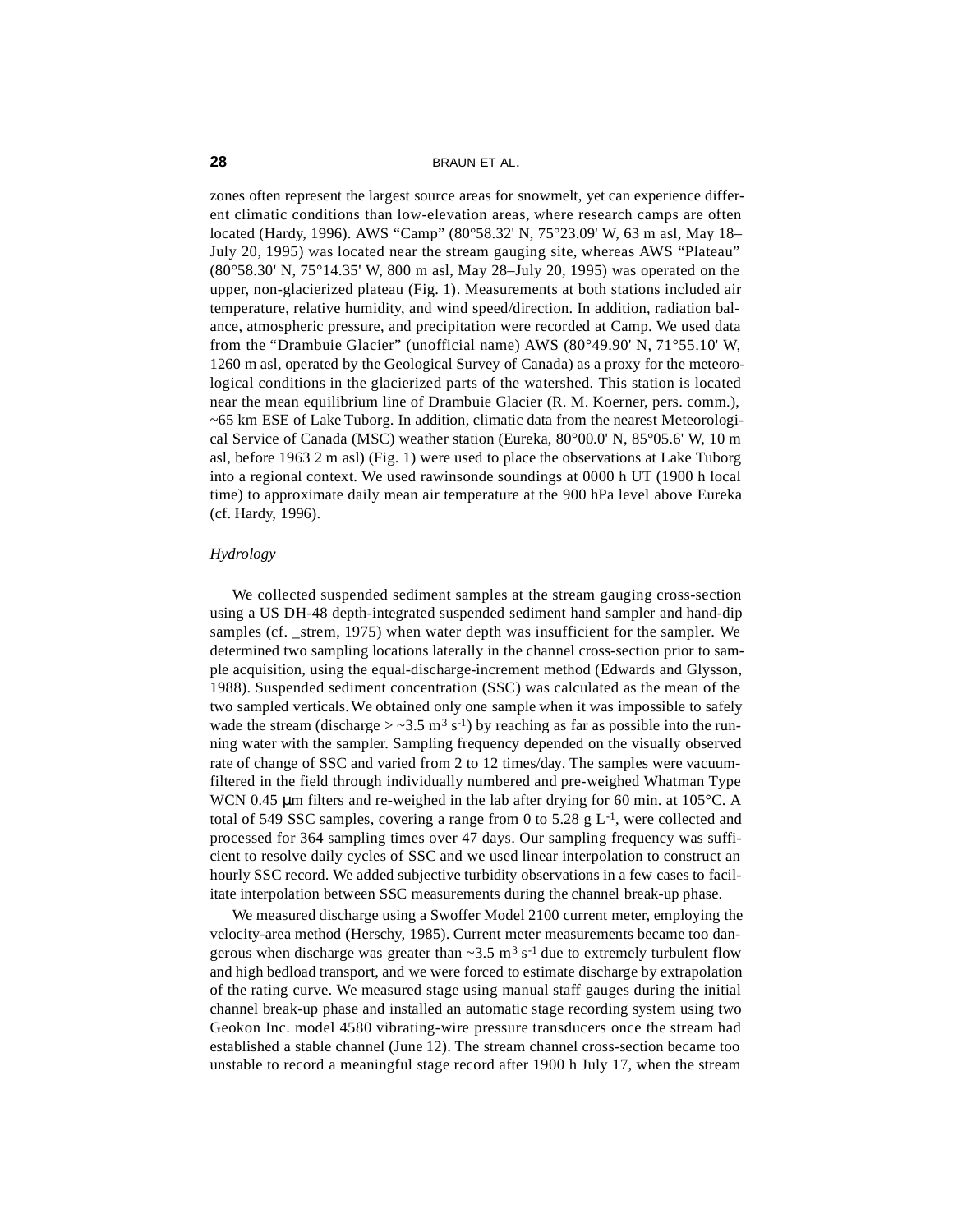zones often represent the largest source areas for snowmelt, yet can experience different climatic conditions than low-elevation areas, where research camps are often located (Hardy, 1996). AWS "Camp" (80°58.32' N, 75°23.09' W, 63 m asl, May 18–July 20, 1995) was located near the stream gauging site, whereas AWS "Plateau" (80°58.30' N, 75°14.35' W, 800 m asl, May 28–July 20, 1995) was operated on the upper, non-glacierized plateau (Fig. 1). Measurements at both stations included air temperature, relative humidity, and wind speed/direction. In addition, radiation balance, atmospheric pressure, and precipitation were recorded at Camp. We used data from the "Drambuie Glacier" (unofficial name) AWS (80°49.90' N, 71°55.10' W, 1260 m asl, operated by the Geological Survey of Canada) as a proxy for the meteorological conditions in the glacierized parts of the watershed. This station is located near the mean equilibrium line of Drambuie Glacier (R. M. Koerner, pers. comm.), ~65 km ESE of Lake Tuborg. In addition, climatic data from the nearest Meteorological Service of Canada (MSC) weather station (Eureka, 80°00.0' N, 85°05.6' W, 10 m asl, before 1963 2 m asl) (Fig. 1) were used to place the observations at Lake Tuborg into a regional context. We used rawinsonde soundings at 0000 h UT (1900 h local time) to approximate daily mean air temperature at the 900 hPa level above Eureka (cf. Hardy, 1996).

### *Hydrology*

We collected suspended sediment samples at the stream gauging cross-section using a US DH-48 depth-integrated suspended sediment hand sampler and hand-dip samples (cf. _strem, 1975) when water depth was insufficient for the sampler. We determined two sampling locations laterally in the channel cross-section prior to sample acquisition, using the equal-discharge-increment method (Edwards and Glysson, 1988). Suspended sediment concentration (SSC) was calculated as the mean of the two sampled verticals. We obtained only one sample when it was impossible to safely wade the stream (discharge > ~3.5 $m^3 s^{-1}$) by reaching as far as possible into the running water with the sampler. Sampling frequency depended on the visually observed rate of change of SSC and varied from 2 to 12 times/day. The samples were vacuum-filtered in the field through individually numbered and pre-weighed Whatman Type WCN 0.45 μm filters and re-weighed in the lab after drying for 60 min. at 105°C. A total of 549 SSC samples, covering a range from 0 to 5.28 g $L^{-1}$, were collected and processed for 364 sampling times over 47 days. Our sampling frequency was sufficient to resolve daily cycles of SSC and we used linear interpolation to construct an hourly SSC record. We added subjective turbidity observations in a few cases to facilitate interpolation between SSC measurements during the channel break-up phase.

We measured discharge using a Swoffer Model 2100 current meter, employing the velocity-area method (Herschy, 1985). Current meter measurements became too dangerous when discharge was greater than ~3.5 $m^3 s^{-1}$ due to extremely turbulent flow and high bedload transport, and we were forced to estimate discharge by extrapolation of the rating curve. We measured stage using manual staff gauges during the initial channel break-up phase and installed an automatic stage recording system using two Geokon Inc. model 4580 vibrating-wire pressure transducers once the stream had established a stable channel (June 12). The stream channel cross-section became too unstable to record a meaningful stage record after 1900 h July 17, when the stream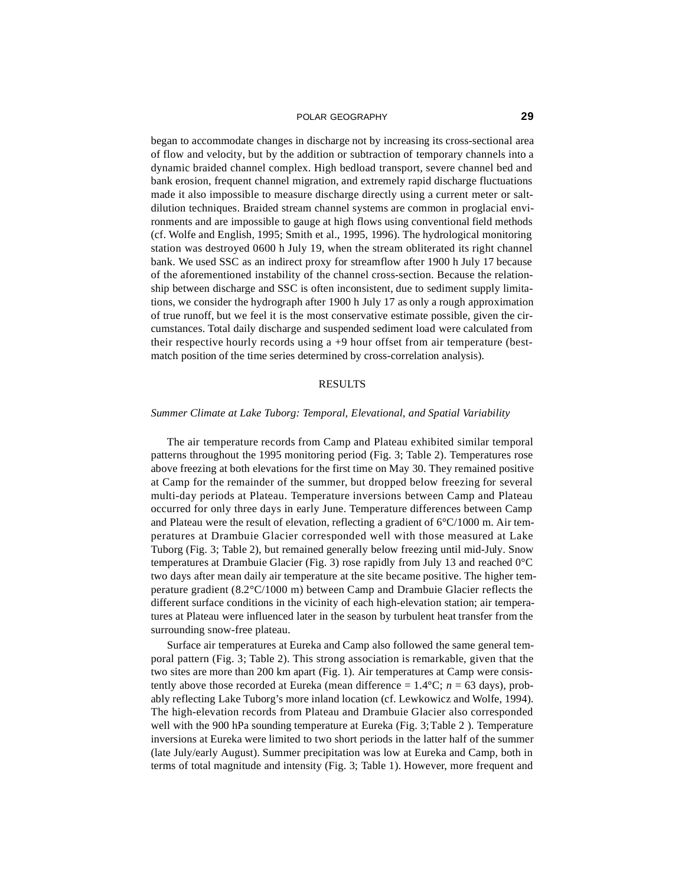began to accommodate changes in discharge not by increasing its cross-sectional area of flow and velocity, but by the addition or subtraction of temporary channels into a dynamic braided channel complex. High bedload transport, severe channel bed and bank erosion, frequent channel migration, and extremely rapid discharge fluctuations made it also impossible to measure discharge directly using a current meter or salt-dilution techniques. Braided stream channel systems are common in proglacial environments and are impossible to gauge at high flows using conventional field methods (cf. Wolfe and English, 1995; Smith et al., 1995, 1996). The hydrological monitoring station was destroyed 0600 h July 19, when the stream obliterated its right channel bank. We used SSC as an indirect proxy for streamflow after 1900 h July 17 because of the aforementioned instability of the channel cross-section. Because the relationship between discharge and SSC is often inconsistent, due to sediment supply limitations, we consider the hydrograph after 1900 h July 17 as only a rough approximation of true runoff, but we feel it is the most conservative estimate possible, given the circumstances. Total daily discharge and suspended sediment load were calculated from their respective hourly records using a +9 hour offset from air temperature (best-match position of the time series determined by cross-correlation analysis).

## RESULTS

### *Summer Climate at Lake Tuborg: Temporal, Elevational, and Spatial Variability*

The air temperature records from Camp and Plateau exhibited similar temporal patterns throughout the 1995 monitoring period (Fig. 3; Table 2). Temperatures rose above freezing at both elevations for the first time on May 30. They remained positive at Camp for the remainder of the summer, but dropped below freezing for several multi-day periods at Plateau. Temperature inversions between Camp and Plateau occurred for only three days in early June. Temperature differences between Camp and Plateau were the result of elevation, reflecting a gradient of 6°C/1000 m. Air temperatures at Drambuie Glacier corresponded well with those measured at Lake Tuborg (Fig. 3; Table 2), but remained generally below freezing until mid-July. Snow temperatures at Drambuie Glacier (Fig. 3) rose rapidly from July 13 and reached 0°C two days after mean daily air temperature at the site became positive. The higher temperature gradient (8.2°C/1000 m) between Camp and Drambuie Glacier reflects the different surface conditions in the vicinity of each high-elevation station; air temperatures at Plateau were influenced later in the season by turbulent heat transfer from the surrounding snow-free plateau.

Surface air temperatures at Eureka and Camp also followed the same general temporal pattern (Fig. 3; Table 2). This strong association is remarkable, given that the two sites are more than 200 km apart (Fig. 1). Air temperatures at Camp were consistently above those recorded at Eureka (mean difference = 1.4°C; $n$ = 63 days), probably reflecting Lake Tuborg's more inland location (cf. Lewkowicz and Wolfe, 1994). The high-elevation records from Plateau and Drambuie Glacier also corresponded well with the 900 hPa sounding temperature at Eureka (Fig. 3; Table 2 ). Temperature inversions at Eureka were limited to two short periods in the latter half of the summer (late July/early August). Summer precipitation was low at Eureka and Camp, both in terms of total magnitude and intensity (Fig. 3; Table 1). However, more frequent and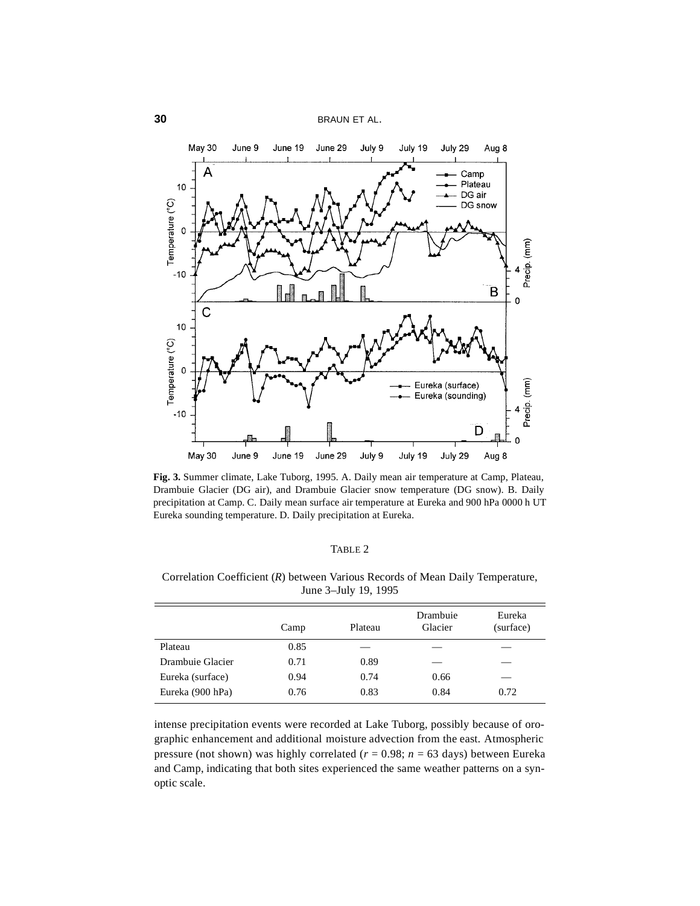**Fig. 3.** Summer climate, Lake Tuborg, 1995. A. Daily mean air temperature at Camp, Plateau, Drambuie Glacier (DG air), and Drambuie Glacier snow temperature (DG snow). B. Daily precipitation at Camp. C. Daily mean surface air temperature at Eureka and 900 hPa 0000 h UT Eureka sounding temperature. D. Daily precipitation at Eureka.

TABLE 2

Correlation Coefficient (*R*) between Various Records of Mean Daily Temperature, June 3–July 19, 1995

| | Camp | Plateau | Drambuie Glacier | Eureka (surface) |
|---|---|---|---|---|
| Plateau | 0.85 | — | — | — |
| Drambuie Glacier | 0.71 | 0.89 | — | — |
| Eureka (surface) | 0.94 | 0.74 | 0.66 | — |
| Eureka (900 hPa) | 0.76 | 0.83 | 0.84 | 0.72 |

intense precipitation events were recorded at Lake Tuborg, possibly because of orographic enhancement and additional moisture advection from the east. Atmospheric pressure (not shown) was highly correlated ($r = 0.98$; $n = 63$ days) between Eureka and Camp, indicating that both sites experienced the same weather patterns on a synoptic scale.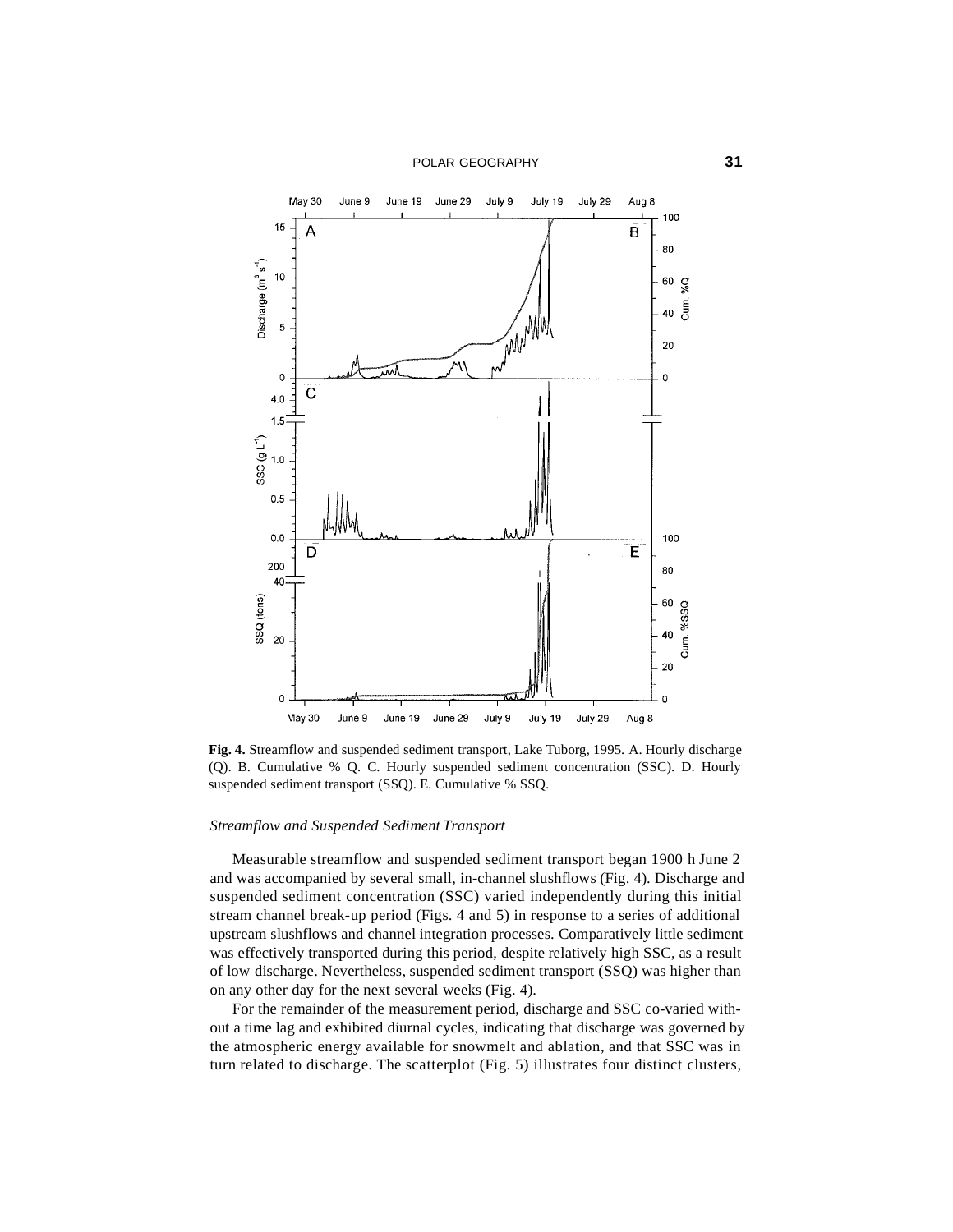**Fig. 4.** Streamflow and suspended sediment transport, Lake Tuborg, 1995. A. Hourly discharge (Q). B. Cumulative % Q. C. Hourly suspended sediment concentration (SSC). D. Hourly suspended sediment transport (SSQ). E. Cumulative % SSQ.

### *Streamflow and Suspended Sediment Transport*

Measurable streamflow and suspended sediment transport began 1900 h June 2 and was accompanied by several small, in-channel slushflows (Fig. 4). Discharge and suspended sediment concentration (SSC) varied independently during this initial stream channel break-up period (Figs. 4 and 5) in response to a series of additional upstream slushflows and channel integration processes. Comparatively little sediment was effectively transported during this period, despite relatively high SSC, as a result of low discharge. Nevertheless, suspended sediment transport (SSQ) was higher than on any other day for the next several weeks (Fig. 4).

For the remainder of the measurement period, discharge and SSC co-varied without a time lag and exhibited diurnal cycles, indicating that discharge was governed by the atmospheric energy available for snowmelt and ablation, and that SSC was in turn related to discharge. The scatterplot (Fig. 5) illustrates four distinct clusters,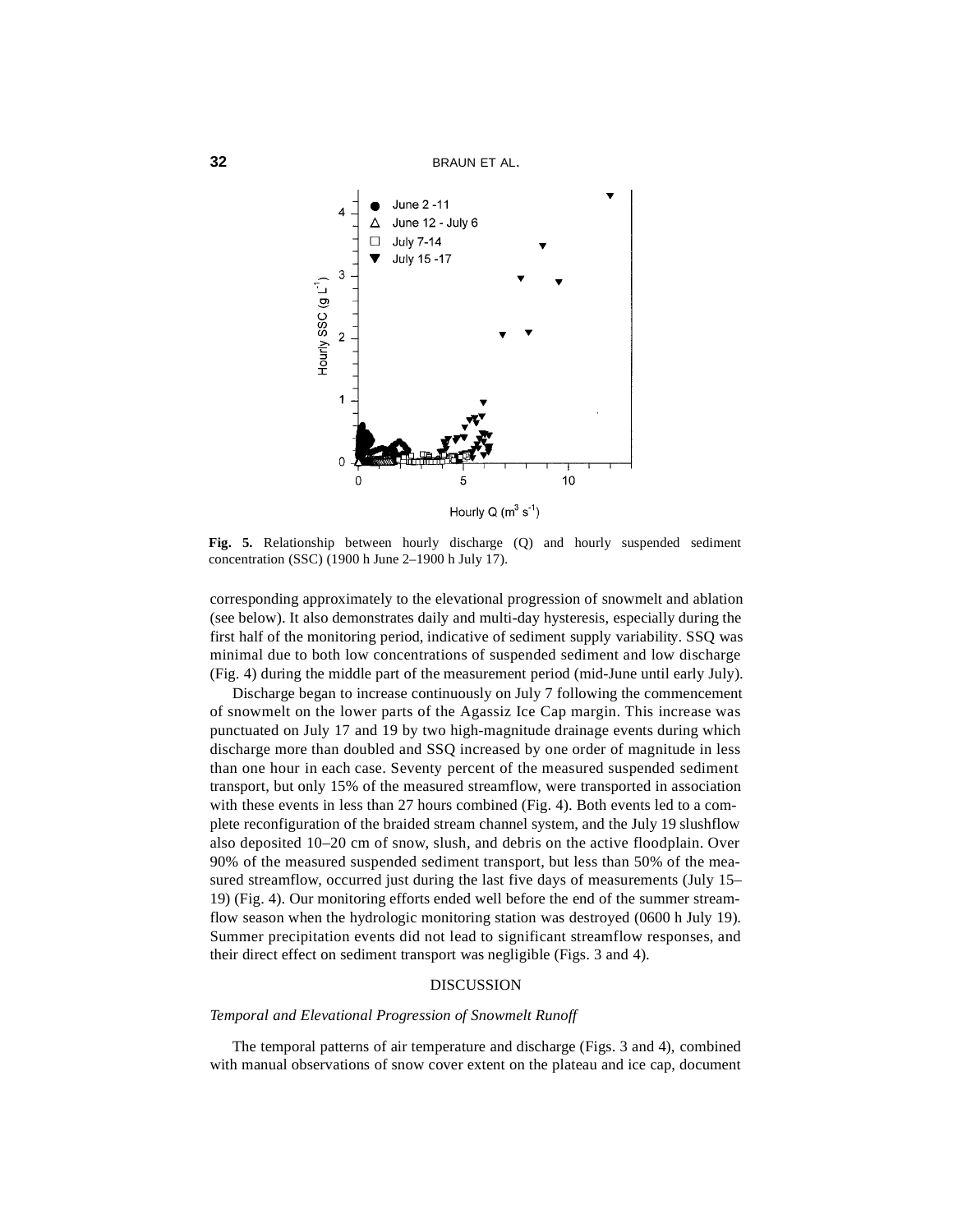Fig. 5. Relationship between hourly discharge (Q) and hourly suspended sediment concentration (SSC) (1900 h June 2–1900 h July 17).

corresponding approximately to the elevational progression of snowmelt and ablation (see below). It also demonstrates daily and multi-day hysteresis, especially during the first half of the monitoring period, indicative of sediment supply variability. SSQ was minimal due to both low concentrations of suspended sediment and low discharge (Fig. 4) during the middle part of the measurement period (mid-June until early July).

Discharge began to increase continuously on July 7 following the commencement of snowmelt on the lower parts of the Agassiz Ice Cap margin. This increase was punctuated on July 17 and 19 by two high-magnitude drainage events during which discharge more than doubled and SSQ increased by one order of magnitude in less than one hour in each case. Seventy percent of the measured suspended sediment transport, but only 15% of the measured streamflow, were transported in association with these events in less than 27 hours combined (Fig. 4). Both events led to a complete reconfiguration of the braided stream channel system, and the July 19 slushflow also deposited 10–20 cm of snow, slush, and debris on the active floodplain. Over 90% of the measured suspended sediment transport, but less than 50% of the measured streamflow, occurred just during the last five days of measurements (July 15–19) (Fig. 4). Our monitoring efforts ended well before the end of the summer streamflow season when the hydrologic monitoring station was destroyed (0600 h July 19). Summer precipitation events did not lead to significant streamflow responses, and their direct effect on sediment transport was negligible (Figs. 3 and 4).

## DISCUSSION

### *Temporal and Elevational Progression of Snowmelt Runoff*

The temporal patterns of air temperature and discharge (Figs. 3 and 4), combined with manual observations of snow cover extent on the plateau and ice cap, document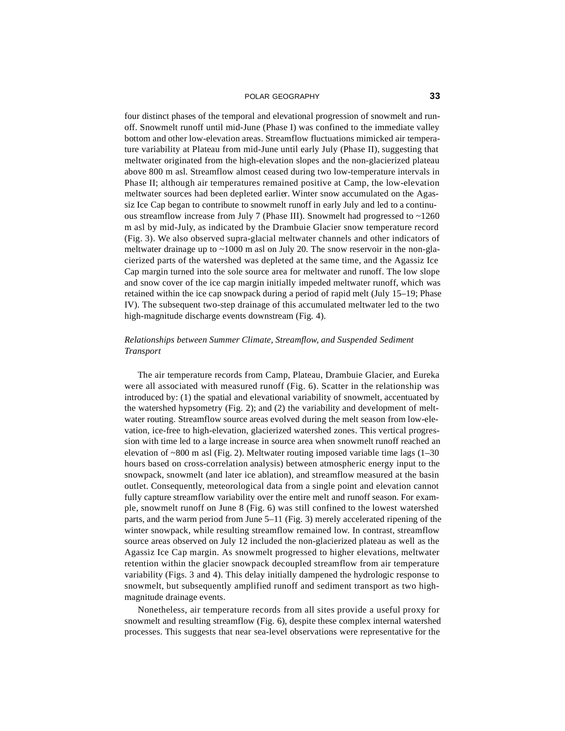four distinct phases of the temporal and elevational progression of snowmelt and runoff. Snowmelt runoff until mid-June (Phase I) was confined to the immediate valley bottom and other low-elevation areas. Streamflow fluctuations mimicked air temperature variability at Plateau from mid-June until early July (Phase II), suggesting that meltwater originated from the high-elevation slopes and the non-glacierized plateau above 800 m asl. Streamflow almost ceased during two low-temperature intervals in Phase II; although air temperatures remained positive at Camp, the low-elevation meltwater sources had been depleted earlier. Winter snow accumulated on the Agassiz Ice Cap began to contribute to snowmelt runoff in early July and led to a continuous streamflow increase from July 7 (Phase III). Snowmelt had progressed to ~1260 m asl by mid-July, as indicated by the Drambuie Glacier snow temperature record (Fig. 3). We also observed supra-glacial meltwater channels and other indicators of meltwater drainage up to ~1000 m asl on July 20. The snow reservoir in the non-glacierized parts of the watershed was depleted at the same time, and the Agassiz Ice Cap margin turned into the sole source area for meltwater and runoff. The low slope and snow cover of the ice cap margin initially impeded meltwater runoff, which was retained within the ice cap snowpack during a period of rapid melt (July 15–19; Phase IV). The subsequent two-step drainage of this accumulated meltwater led to the two high-magnitude discharge events downstream (Fig. 4).

### *Relationships between Summer Climate, Streamflow, and Suspended Sediment Transport*

The air temperature records from Camp, Plateau, Drambuie Glacier, and Eureka were all associated with measured runoff (Fig. 6). Scatter in the relationship was introduced by: (1) the spatial and elevational variability of snowmelt, accentuated by the watershed hypsometry (Fig. 2); and (2) the variability and development of meltwater routing. Streamflow source areas evolved during the melt season from low-elevation, ice-free to high-elevation, glacierized watershed zones. This vertical progression with time led to a large increase in source area when snowmelt runoff reached an elevation of ~800 m asl (Fig. 2). Meltwater routing imposed variable time lags (1–30 hours based on cross-correlation analysis) between atmospheric energy input to the snowpack, snowmelt (and later ice ablation), and streamflow measured at the basin outlet. Consequently, meteorological data from a single point and elevation cannot fully capture streamflow variability over the entire melt and runoff season. For example, snowmelt runoff on June 8 (Fig. 6) was still confined to the lowest watershed parts, and the warm period from June 5–11 (Fig. 3) merely accelerated ripening of the winter snowpack, while resulting streamflow remained low. In contrast, streamflow source areas observed on July 12 included the non-glacierized plateau as well as the Agassiz Ice Cap margin. As snowmelt progressed to higher elevations, meltwater retention within the glacier snowpack decoupled streamflow from air temperature variability (Figs. 3 and 4). This delay initially dampened the hydrologic response to snowmelt, but subsequently amplified runoff and sediment transport as two high-magnitude drainage events.

Nonetheless, air temperature records from all sites provide a useful proxy for snowmelt and resulting streamflow (Fig. 6), despite these complex internal watershed processes. This suggests that near sea-level observations were representative for the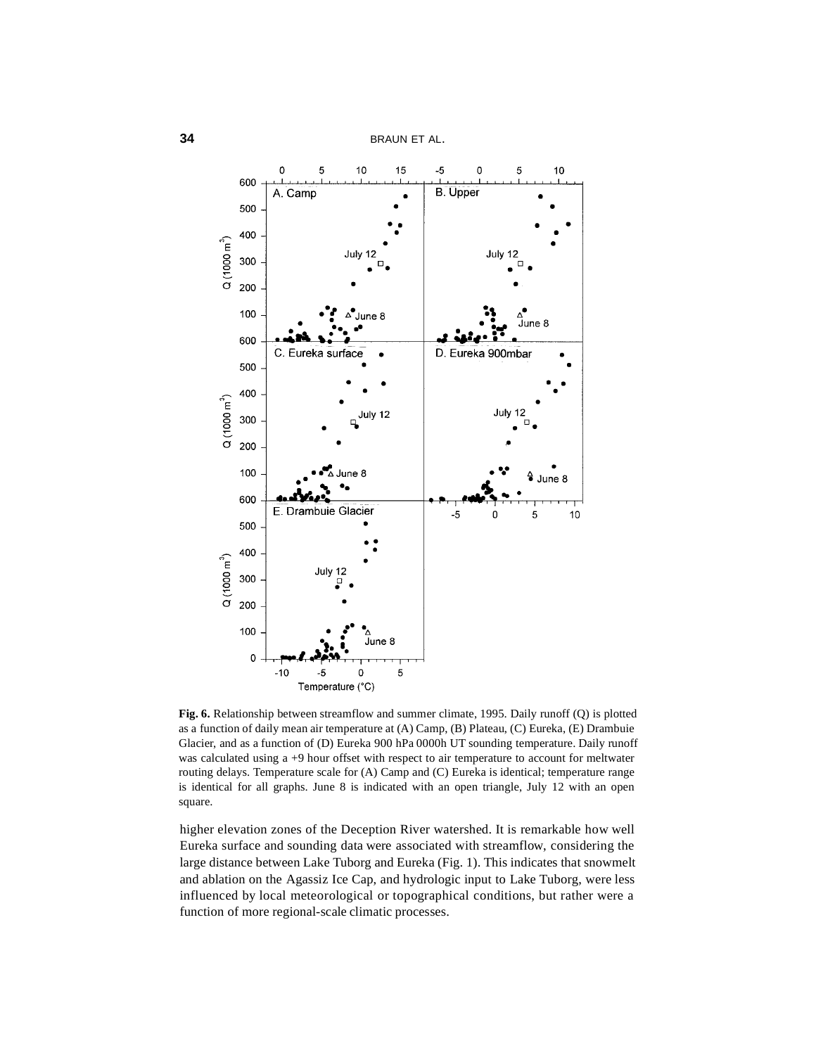**Fig. 6.** Relationship between streamflow and summer climate, 1995. Daily runoff (Q) is plotted as a function of daily mean air temperature at (A) Camp, (B) Plateau, (C) Eureka, (E) Drambuie Glacier, and as a function of (D) Eureka 900 hPa 0000h UT sounding temperature. Daily runoff was calculated using a +9 hour offset with respect to air temperature to account for meltwater routing delays. Temperature scale for (A) Camp and (C) Eureka is identical; temperature range is identical for all graphs. June 8 is indicated with an open triangle, July 12 with an open square.

higher elevation zones of the Deception River watershed. It is remarkable how well Eureka surface and sounding data were associated with streamflow, considering the large distance between Lake Tuborg and Eureka (Fig. 1). This indicates that snowmelt and ablation on the Agassiz Ice Cap, and hydrologic input to Lake Tuborg, were less influenced by local meteorological or topographical conditions, but rather were a function of more regional-scale climatic processes.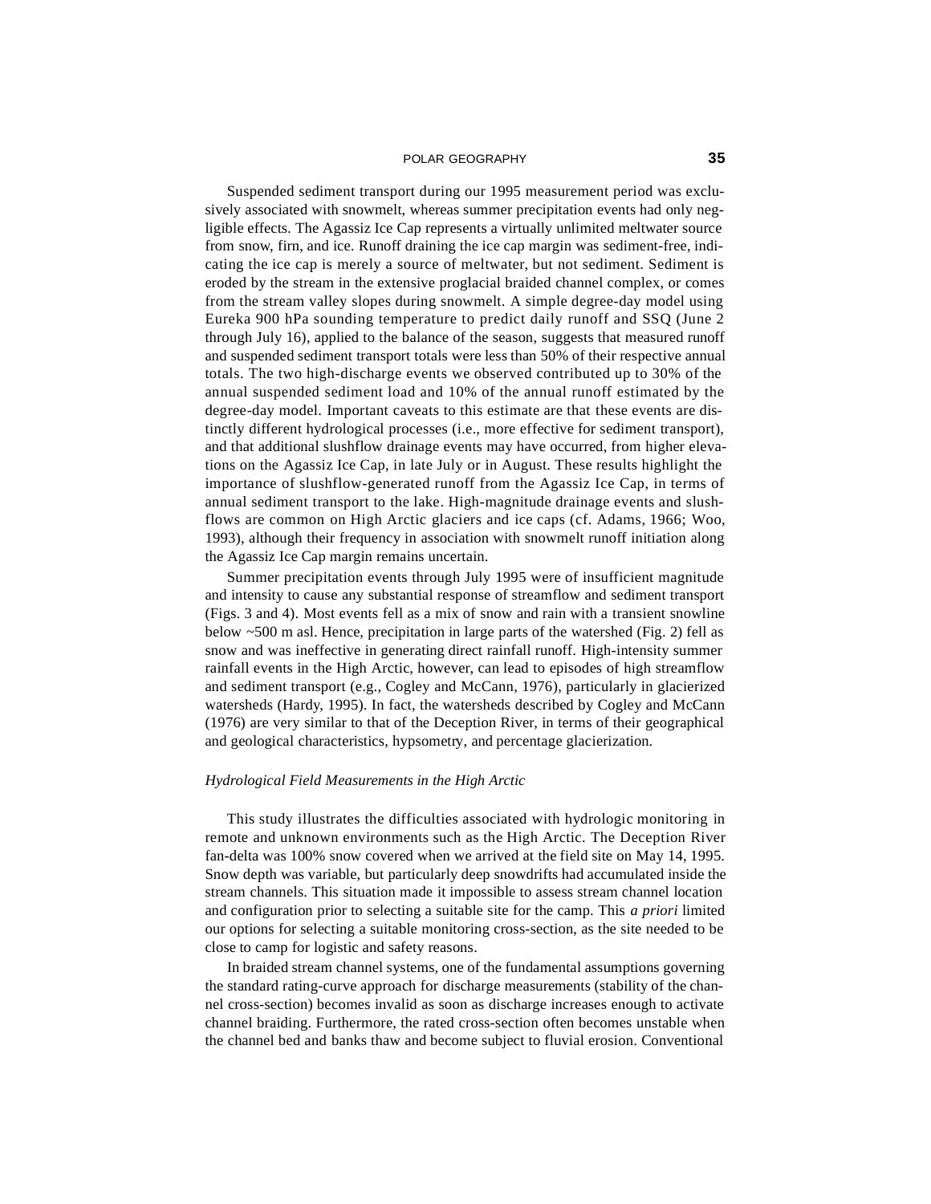Suspended sediment transport during our 1995 measurement period was exclusively associated with snowmelt, whereas summer precipitation events had only negligible effects. The Agassiz Ice Cap represents a virtually unlimited meltwater source from snow, firn, and ice. Runoff draining the ice cap margin was sediment-free, indicating the ice cap is merely a source of meltwater, but not sediment. Sediment is eroded by the stream in the extensive proglacial braided channel complex, or comes from the stream valley slopes during snowmelt. A simple degree-day model using Eureka 900 hPa sounding temperature to predict daily runoff and SSQ (June 2 through July 16), applied to the balance of the season, suggests that measured runoff and suspended sediment transport totals were less than 50% of their respective annual totals. The two high-discharge events we observed contributed up to 30% of the annual suspended sediment load and 10% of the annual runoff estimated by the degree-day model. Important caveats to this estimate are that these events are distinctly different hydrological processes (i.e., more effective for sediment transport), and that additional slushflow drainage events may have occurred, from higher elevations on the Agassiz Ice Cap, in late July or in August. These results highlight the importance of slushflow-generated runoff from the Agassiz Ice Cap, in terms of annual sediment transport to the lake. High-magnitude drainage events and slushflows are common on High Arctic glaciers and ice caps (cf. Adams, 1966; Woo, 1993), although their frequency in association with snowmelt runoff initiation along the Agassiz Ice Cap margin remains uncertain.

Summer precipitation events through July 1995 were of insufficient magnitude and intensity to cause any substantial response of streamflow and sediment transport (Figs. 3 and 4). Most events fell as a mix of snow and rain with a transient snowline below ~500 m asl. Hence, precipitation in large parts of the watershed (Fig. 2) fell as snow and was ineffective in generating direct rainfall runoff. High-intensity summer rainfall events in the High Arctic, however, can lead to episodes of high streamflow and sediment transport (e.g., Cogley and McCann, 1976), particularly in glacierized watersheds (Hardy, 1995). In fact, the watersheds described by Cogley and McCann (1976) are very similar to that of the Deception River, in terms of their geographical and geological characteristics, hypsometry, and percentage glacierization.

### *Hydrological Field Measurements in the High Arctic*

This study illustrates the difficulties associated with hydrologic monitoring in remote and unknown environments such as the High Arctic. The Deception River fan-delta was 100% snow covered when we arrived at the field site on May 14, 1995. Snow depth was variable, but particularly deep snowdrifts had accumulated inside the stream channels. This situation made it impossible to assess stream channel location and configuration prior to selecting a suitable site for the camp. This *a priori* limited our options for selecting a suitable monitoring cross-section, as the site needed to be close to camp for logistic and safety reasons.

In braided stream channel systems, one of the fundamental assumptions governing the standard rating-curve approach for discharge measurements (stability of the channel cross-section) becomes invalid as soon as discharge increases enough to activate channel braiding. Furthermore, the rated cross-section often becomes unstable when the channel bed and banks thaw and become subject to fluvial erosion. Conventional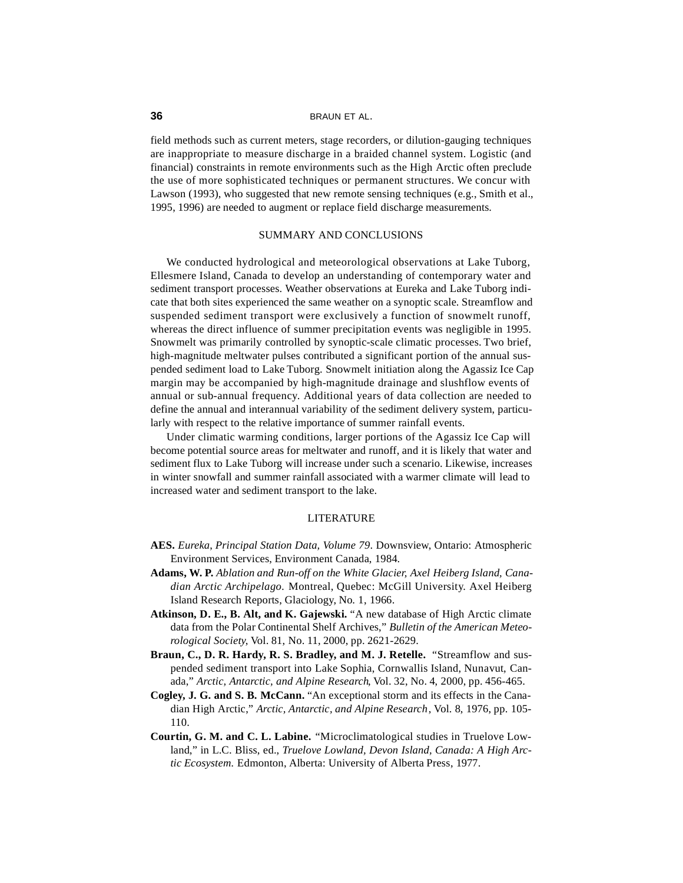field methods such as current meters, stage recorders, or dilution-gauging techniques are inappropriate to measure discharge in a braided channel system. Logistic (and financial) constraints in remote environments such as the High Arctic often preclude the use of more sophisticated techniques or permanent structures. We concur with Lawson (1993), who suggested that new remote sensing techniques (e.g., Smith et al., 1995, 1996) are needed to augment or replace field discharge measurements.

## SUMMARY AND CONCLUSIONS

We conducted hydrological and meteorological observations at Lake Tuborg, Ellesmere Island, Canada to develop an understanding of contemporary water and sediment transport processes. Weather observations at Eureka and Lake Tuborg indicate that both sites experienced the same weather on a synoptic scale. Streamflow and suspended sediment transport were exclusively a function of snowmelt runoff, whereas the direct influence of summer precipitation events was negligible in 1995. Snowmelt was primarily controlled by synoptic-scale climatic processes. Two brief, high-magnitude meltwater pulses contributed a significant portion of the annual suspended sediment load to Lake Tuborg. Snowmelt initiation along the Agassiz Ice Cap margin may be accompanied by high-magnitude drainage and slushflow events of annual or sub-annual frequency. Additional years of data collection are needed to define the annual and interannual variability of the sediment delivery system, particularly with respect to the relative importance of summer rainfall events.

Under climatic warming conditions, larger portions of the Agassiz Ice Cap will become potential source areas for meltwater and runoff, and it is likely that water and sediment flux to Lake Tuborg will increase under such a scenario. Likewise, increases in winter snowfall and summer rainfall associated with a warmer climate will lead to increased water and sediment transport to the lake.

## LITERATURE

**AES.** *Eureka, Principal Station Data, Volume 79*. Downsview, Ontario: Atmospheric Environment Services, Environment Canada, 1984.

**Adams, W. P.** *Ablation and Run-off on the White Glacier, Axel Heiberg Island, Canadian Arctic Archipelago.* Montreal, Quebec: McGill University. Axel Heiberg Island Research Reports, Glaciology, No. 1, 1966.

**Atkinson, D. E., B. Alt, and K. Gajewski.** "A new database of High Arctic climate data from the Polar Continental Shelf Archives," *Bulletin of the American Meteorological Society*, Vol. 81, No. 11, 2000, pp. 2621-2629.

**Braun, C., D. R. Hardy, R. S. Bradley, and M. J. Retelle.** "Streamflow and suspended sediment transport into Lake Sophia, Cornwallis Island, Nunavut, Canada," *Arctic, Antarctic, and Alpine Research*, Vol. 32, No. 4, 2000, pp. 456-465.

**Cogley, J. G. and S. B. McCann.** "An exceptional storm and its effects in the Canadian High Arctic," *Arctic, Antarctic, and Alpine Research*, Vol. 8, 1976, pp. 105-110.

**Courtin, G. M. and C. L. Labine.** "Microclimatological studies in Truelove Lowland," in L.C. Bliss, ed., *Truelove Lowland, Devon Island, Canada: A High Arctic Ecosystem.* Edmonton, Alberta: University of Alberta Press, 1977.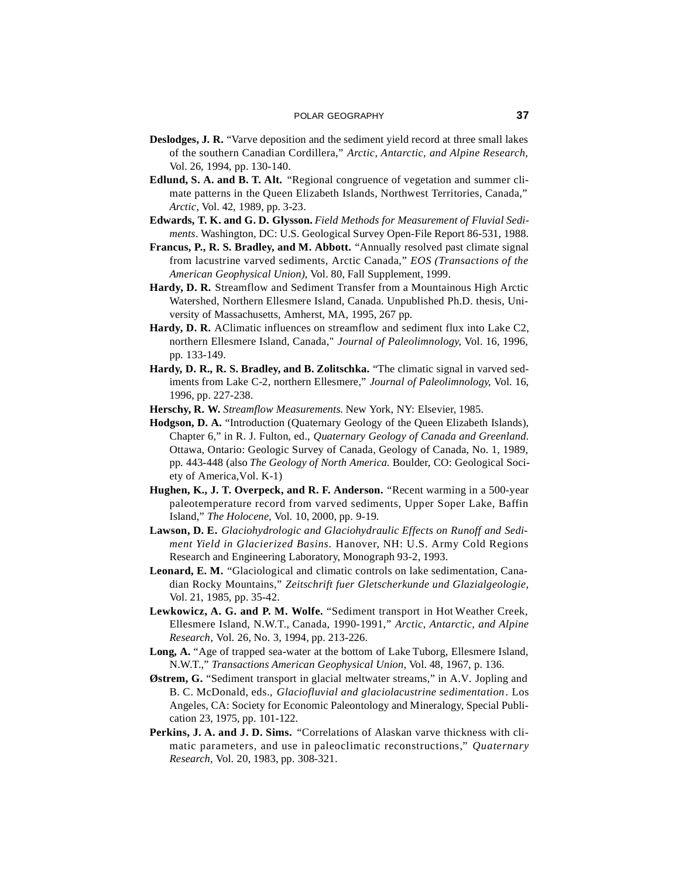**Deslodges, J. R.** "Varve deposition and the sediment yield record at three small lakes of the southern Canadian Cordillera," *Arctic, Antarctic, and Alpine Research*, Vol. 26, 1994, pp. 130-140.

**Edlund, S. A. and B. T. Alt.** "Regional congruence of vegetation and summer climate patterns in the Queen Elizabeth Islands, Northwest Territories, Canada," *Arctic*, Vol. 42, 1989, pp. 3-23.

**Edwards, T. K. and G. D. Glysson.** *Field Methods for Measurement of Fluvial Sediments*. Washington, DC: U.S. Geological Survey Open-File Report 86-531, 1988.

**Francus, P., R. S. Bradley, and M. Abbott.** "Annually resolved past climate signal from lacustrine varved sediments, Arctic Canada," *EOS (Transactions of the American Geophysical Union)*, Vol. 80, Fall Supplement, 1999.

**Hardy, D. R.** Streamflow and Sediment Transfer from a Mountainous High Arctic Watershed, Northern Ellesmere Island, Canada. Unpublished Ph.D. thesis, University of Massachusetts, Amherst, MA, 1995, 267 pp.

**Hardy, D. R.** AClimatic influences on streamflow and sediment flux into Lake C2, northern Ellesmere Island, Canada," *Journal of Paleolimnology*, Vol. 16, 1996, pp. 133-149.

**Hardy, D. R., R. S. Bradley, and B. Zolitschka.** "The climatic signal in varved sediments from Lake C-2, northern Ellesmere," *Journal of Paleolimnology*, Vol. 16, 1996, pp. 227-238.

**Herschy, R. W.** *Streamflow Measurements.* New York, NY: Elsevier, 1985.

**Hodgson, D. A.** "Introduction (Quaternary Geology of the Queen Elizabeth Islands), Chapter 6," in R. J. Fulton, ed., *Quaternary Geology of Canada and Greenland.* Ottawa, Ontario: Geologic Survey of Canada, Geology of Canada, No. 1, 1989, pp. 443-448 (also *The Geology of North America.* Boulder, CO: Geological Society of America,Vol. K-1)

**Hughen, K., J. T. Overpeck, and R. F. Anderson.** "Recent warming in a 500-year paleotemperature record from varved sediments, Upper Soper Lake, Baffin Island," *The Holocene*, Vol. 10, 2000, pp. 9-19.

**Lawson, D. E.** *Glaciohydrologic and Glaciohydraulic Effects on Runoff and Sediment Yield in Glacierized Basins.* Hanover, NH: U.S. Army Cold Regions Research and Engineering Laboratory, Monograph 93-2, 1993.

**Leonard, E. M.** "Glaciological and climatic controls on lake sedimentation, Canadian Rocky Mountains," *Zeitschrift fuer Gletscherkunde und Glazialgeologie*, Vol. 21, 1985, pp. 35-42.

**Lewkowicz, A. G. and P. M. Wolfe.** "Sediment transport in Hot Weather Creek, Ellesmere Island, N.W.T., Canada, 1990-1991," *Arctic, Antarctic, and Alpine Research*, Vol. 26, No. 3, 1994, pp. 213-226.

**Long, A.** "Age of trapped sea-water at the bottom of Lake Tuborg, Ellesmere Island, N.W.T.," *Transactions American Geophysical Union*, Vol. 48, 1967, p. 136.

**Østrem, G.** "Sediment transport in glacial meltwater streams," in A.V. Jopling and B. C. McDonald, eds., *Glaciofluvial and glaciolacustrine sedimentation*. Los Angeles, CA: Society for Economic Paleontology and Mineralogy, Special Publication 23, 1975, pp. 101-122.

**Perkins, J. A. and J. D. Sims.** "Correlations of Alaskan varve thickness with climatic parameters, and use in paleoclimatic reconstructions," *Quaternary Research*, Vol. 20, 1983, pp. 308-321.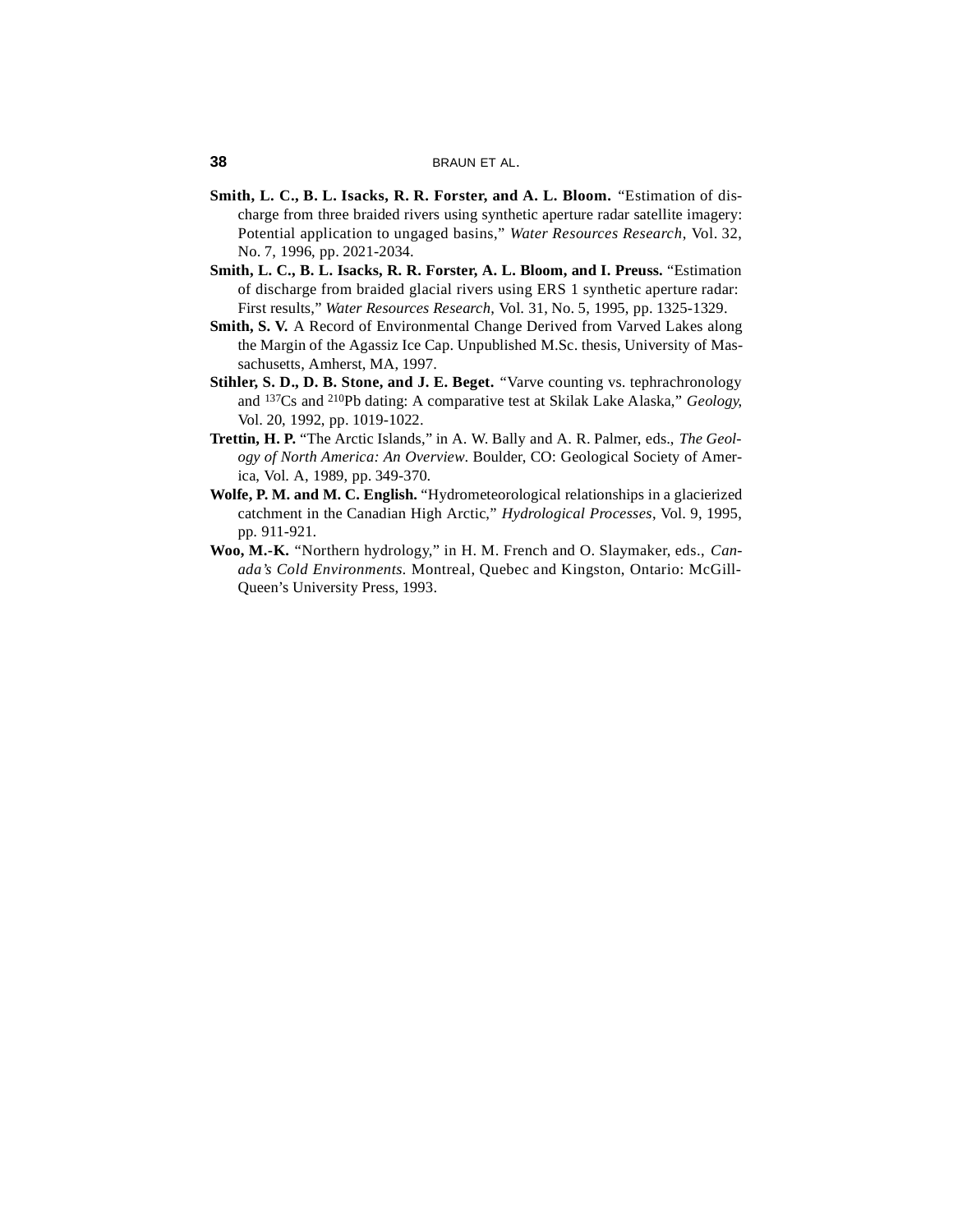**Smith, L. C., B. L. Isacks, R. R. Forster, and A. L. Bloom.** "Estimation of discharge from three braided rivers using synthetic aperture radar satellite imagery: Potential application to ungaged basins," *Water Resources Research*, Vol. 32, No. 7, 1996, pp. 2021-2034.

**Smith, L. C., B. L. Isacks, R. R. Forster, A. L. Bloom, and I. Preuss.** "Estimation of discharge from braided glacial rivers using ERS 1 synthetic aperture radar: First results," *Water Resources Research*, Vol. 31, No. 5, 1995, pp. 1325-1329.

**Smith, S. V.** A Record of Environmental Change Derived from Varved Lakes along the Margin of the Agassiz Ice Cap. Unpublished M.Sc. thesis, University of Massachusetts, Amherst, MA, 1997.

**Stihler, S. D., D. B. Stone, and J. E. Beget.** "Varve counting vs. tephrachronology and $^{137}$Cs and $^{210}$Pb dating: A comparative test at Skilak Lake Alaska," *Geology*, Vol. 20, 1992, pp. 1019-1022.

**Trettin, H. P.** "The Arctic Islands," in A. W. Bally and A. R. Palmer, eds., *The Geology of North America: An Overview*. Boulder, CO: Geological Society of America, Vol. A, 1989, pp. 349-370.

**Wolfe, P. M. and M. C. English.** "Hydrometeorological relationships in a glacierized catchment in the Canadian High Arctic," *Hydrological Processes*, Vol. 9, 1995, pp. 911-921.

**Woo, M.-K.** "Northern hydrology," in H. M. French and O. Slaymaker, eds., *Canada's Cold Environments.* Montreal, Quebec and Kingston, Ontario: McGill-Queen's University Press, 1993.